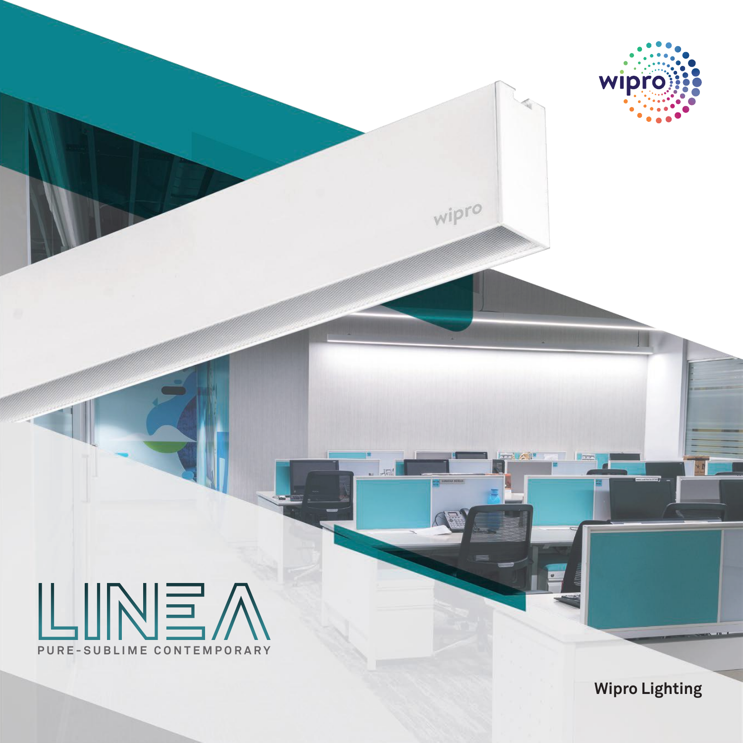# LINEA

PURE-SUBLIME CONTEMPORARY

Wipro Lighting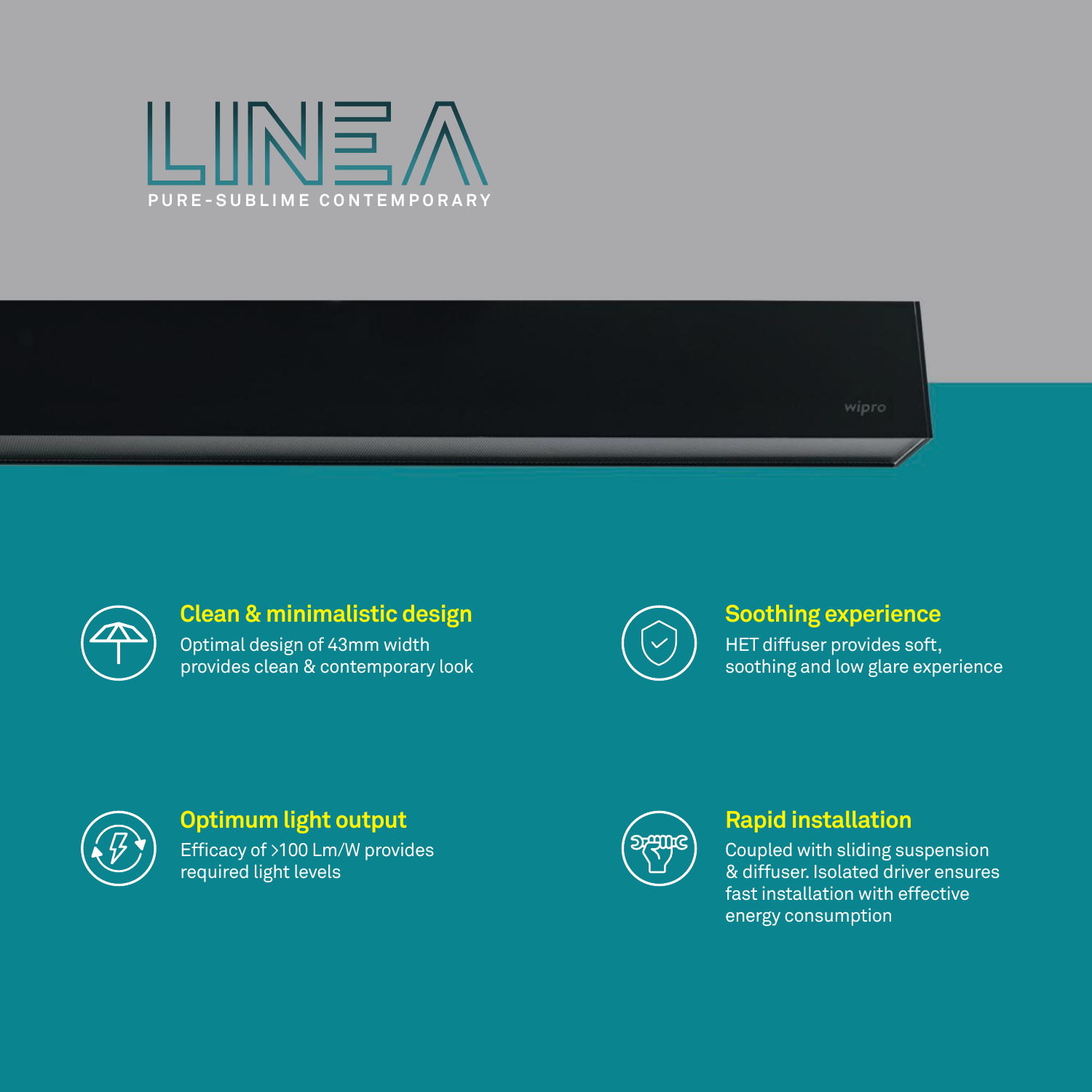# LINEA

PURE-SUBLIME CONTEMPORARY

### Clean & minimalistic design

Optimal design of 43mm width provides clean & contemporary look

### Soothing experience

HET diffuser provides soft, soothing and low glare experience

### Optimum light output

Efficacy of >100 Lm/W provides required light levels

### Rapid installation

Coupled with sliding suspension & diffuser. Isolated driver ensures fast installation with effective energy consumption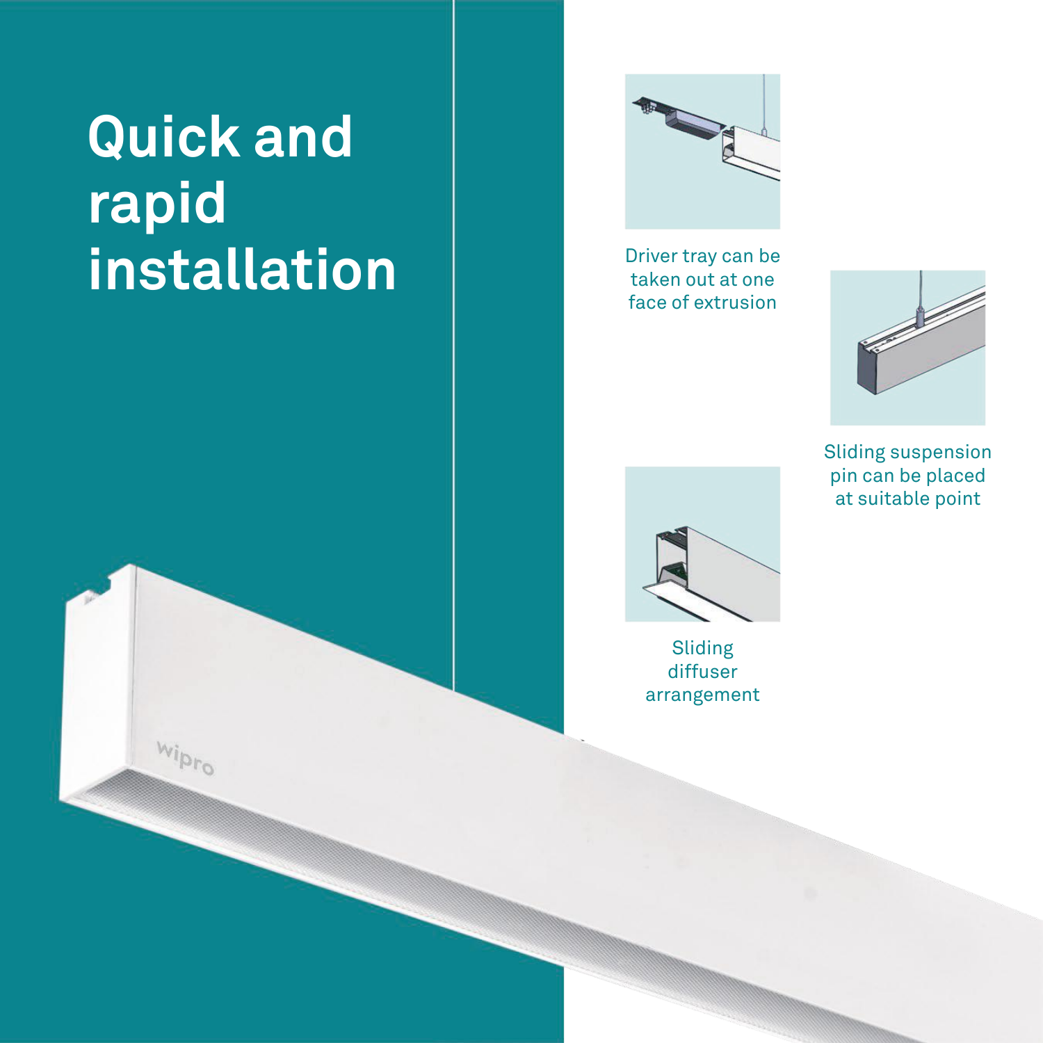# Quick and rapid installation

Driver tray can be taken out at one face of extrusion

Sliding suspension pin can be placed at suitable point

Sliding diffuser arrangement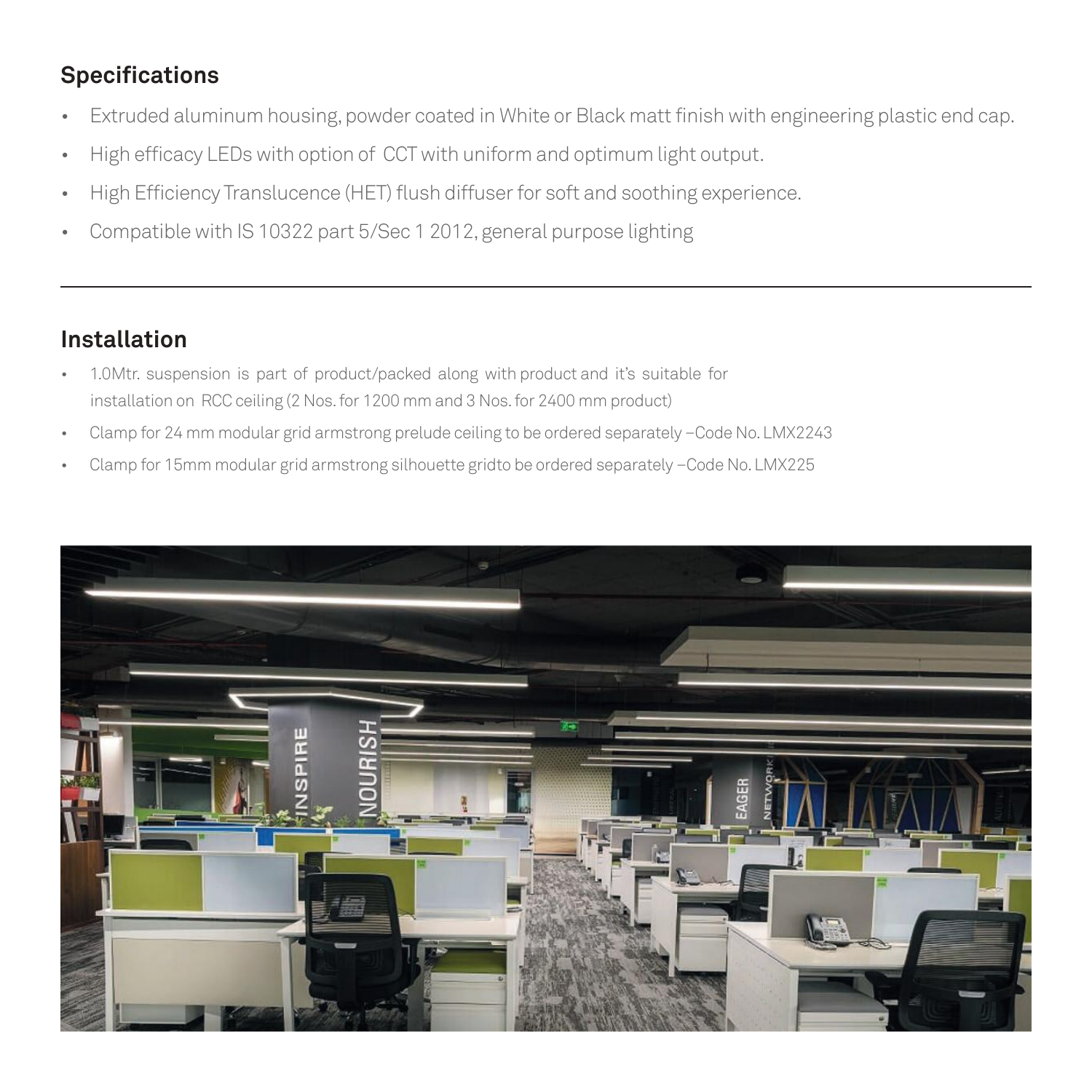## Specifications

- Extruded aluminum housing, powder coated in White or Black matt finish with engineering plastic end cap.
- High efficacy LEDs with option of CCT with uniform and optimum light output.
- High Efficiency Translucence (HET) flush diffuser for soft and soothing experience.
- Compatible with IS 10322 part 5/Sec 1 2012, general purpose lighting

---

## Installation

- 1.0Mtr. suspension is part of product/packed along with product and it's suitable for installation on RCC ceiling (2 Nos. for 1200 mm and 3 Nos. for 2400 mm product)
- Clamp for 24 mm modular grid armstrong prelude ceiling to be ordered separately –Code No. LMX2243
- Clamp for 15mm modular grid armstrong silhouette gridto be ordered separately –Code No. LMX225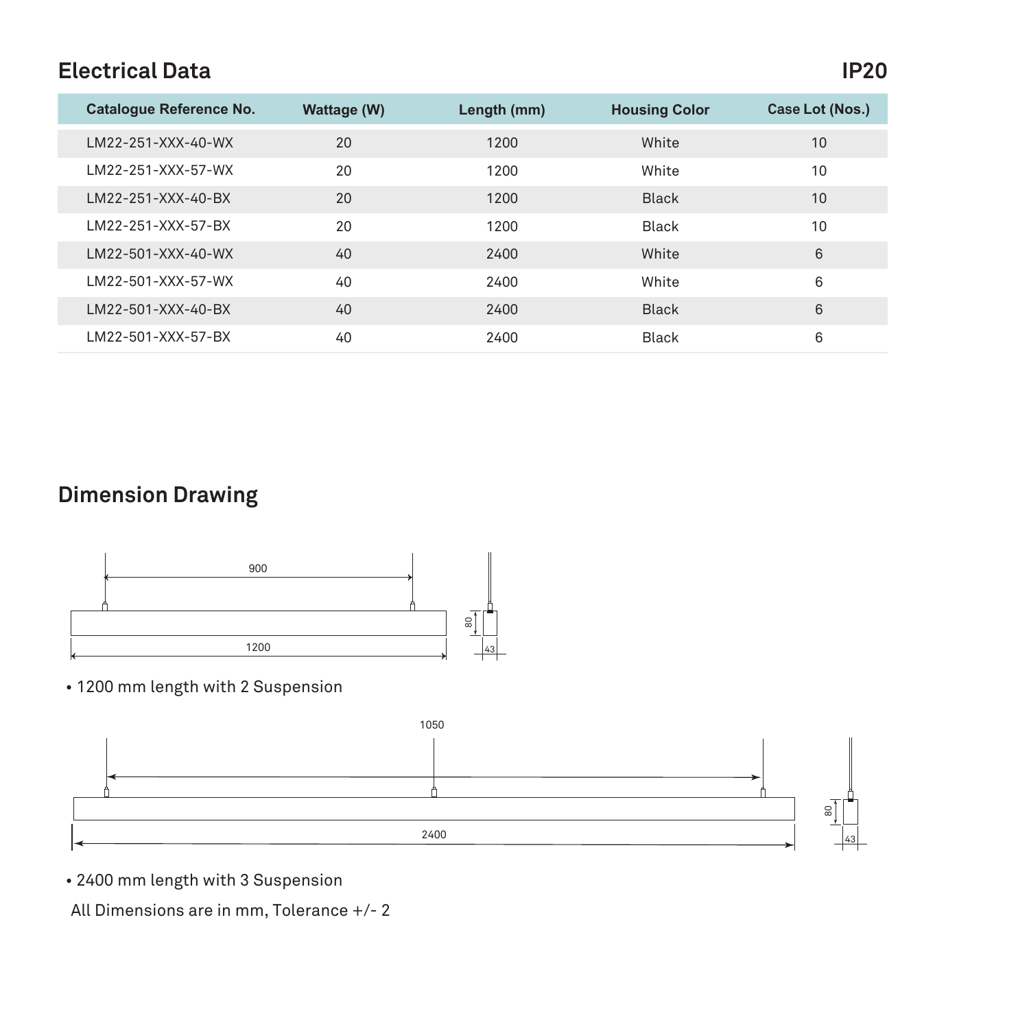## Electrical Data

**IP20**

| Catalogue Reference No. | Wattage (W) | Length (mm) | Housing Color | Case Lot (Nos.) |
|---|---|---|---|---|
| LM22-251-XXX-40-WX | 20 | 1200 | White | 10 |
| LM22-251-XXX-57-WX | 20 | 1200 | White | 10 |
| LM22-251-XXX-40-BX | 20 | 1200 | Black | 10 |
| LM22-251-XXX-57-BX | 20 | 1200 | Black | 10 |
| LM22-501-XXX-40-WX | 40 | 2400 | White | 6 |
| LM22-501-XXX-57-WX | 40 | 2400 | White | 6 |
| LM22-501-XXX-40-BX | 40 | 2400 | Black | 6 |
| LM22-501-XXX-57-BX | 40 | 2400 | Black | 6 |

## Dimension Drawing

900

1200

80

43

- 1200 mm length with 2 Suspension

1050

2400

80

43

- 2400 mm length with 3 Suspension

All Dimensions are in mm, Tolerance +/- 2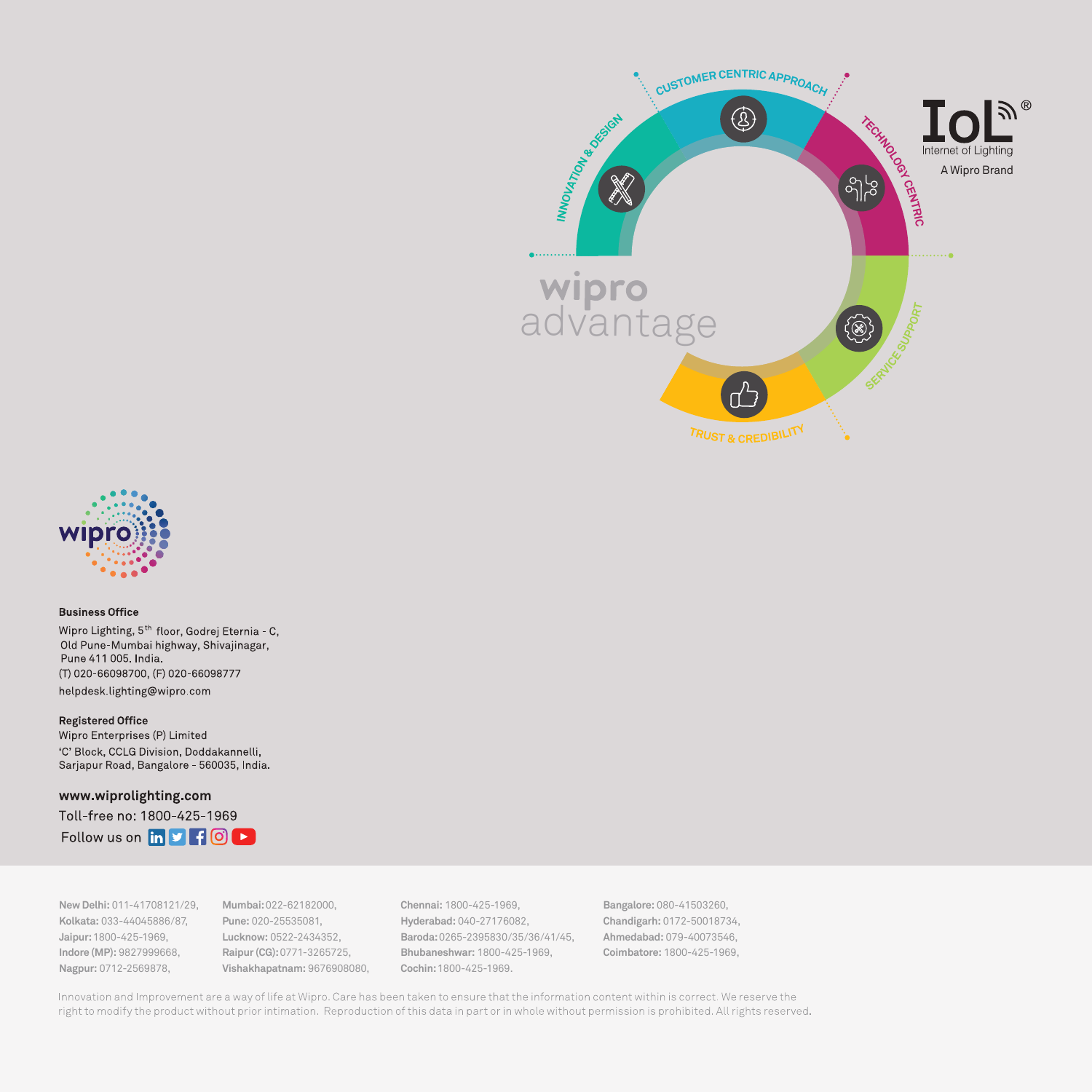CUSTOMER CENTRIC APPROACH

TECHNOLOGY CENTRIC

SERVICE SUPPORT

TRUST & CREDIBILITY

INNOVATION & DESIGN

wipro advantage

IoL®
Internet of Lighting
A Wipro Brand

wipro

**Business Office**

Wipro Lighting, 5th floor, Godrej Eternia - C,
Old Pune-Mumbai highway, Shivajinagar,
Pune 411 005. India.
(T) 020-66098700, (F) 020-66098777
helpdesk.lighting@wipro.com

**Registered Office**

Wipro Enterprises (P) Limited
'C' Block, CCLG Division, Doddakannelli,
Sarjapur Road, Bangalore - 560035, India.

**www.wiprolighting.com**

Toll-free no: 1800-425-1969

Follow us on

**New Delhi:** 011-41708121/29,
**Kolkata:** 033-44045886/87,
**Jaipur:** 1800-425-1969,
**Indore (MP):** 9827999668,
**Nagpur:** 0712-2569878,

**Mumbai:** 022-62182000,
**Pune:** 020-25535081,
**Lucknow:** 0522-2434352,
**Raipur (CG):** 0771-3265725,
**Vishakhapatnam:** 9676908080,

**Chennai:** 1800-425-1969,
**Hyderabad:** 040-27176082,
**Baroda:** 0265-2395830/35/36/41/45,
**Bhubaneshwar:** 1800-425-1969,
**Cochin:** 1800-425-1969.

**Bangalore:** 080-41503260,
**Chandigarh:** 0172-50018734,
**Ahmedabad:** 079-40073546,
**Coimbatore:** 1800-425-1969,

Innovation and Improvement are a way of life at Wipro. Care has been taken to ensure that the information content within is correct. We reserve the right to modify the product without prior intimation. Reproduction of this data in part or in whole without permission is prohibited. All rights reserved.